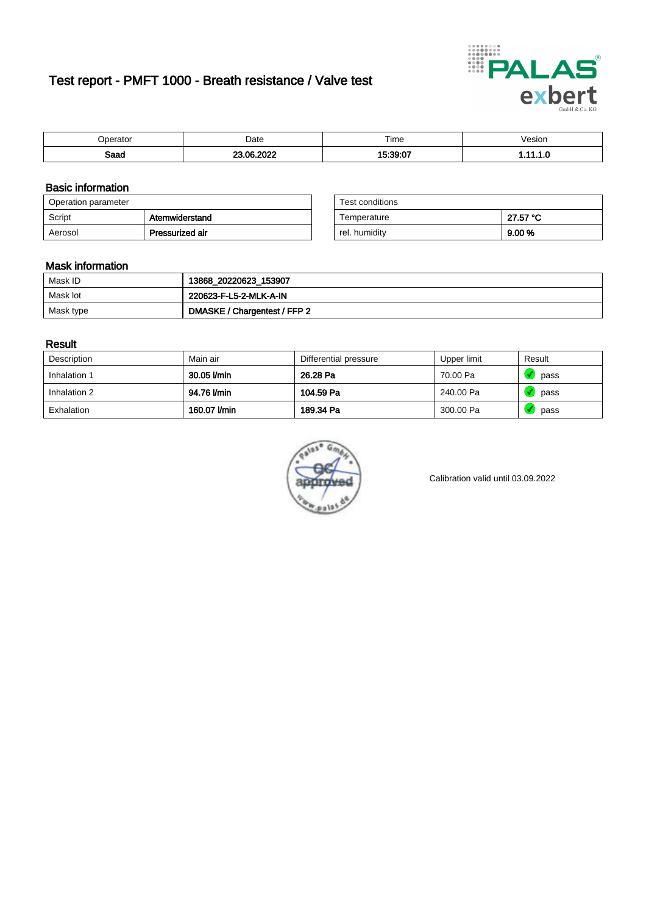# Test report - PMFT 1000 - Breath resistance / Valve test

| Operator | Date | Time | Vesion |
|---|---|---|---|
| **Saad** | **23.06.2022** | **15:39:07** | **1.11.1.0** |

## Basic information

| Operation parameter | |
|---|---|
| Script | **Atemwiderstand** |
| Aerosol | **Pressurized air** |

| Test conditions | |
|---|---|
| Temperature | **27.57 °C** |
| rel. humidity | **9.00 %** |

## Mask information

| | |
|---|---|
| Mask ID | **13868_20220623_153907** |
| Mask lot | **220623-F-L5-2-MLK-A-IN** |
| Mask type | **DMASKE / Chargentest / FFP 2** |

## Result

| Description | Main air | Differential pressure | Upper limit | Result |
|---|---|---|---|---|
| Inhalation 1 | **30.05 l/min** | **26.28 Pa** | 70.00 Pa | pass |
| Inhalation 2 | **94.76 l/min** | **104.59 Pa** | 240.00 Pa | pass |
| Exhalation | **160.07 l/min** | **189.34 Pa** | 300.00 Pa | pass |

Calibration valid until 03.09.2022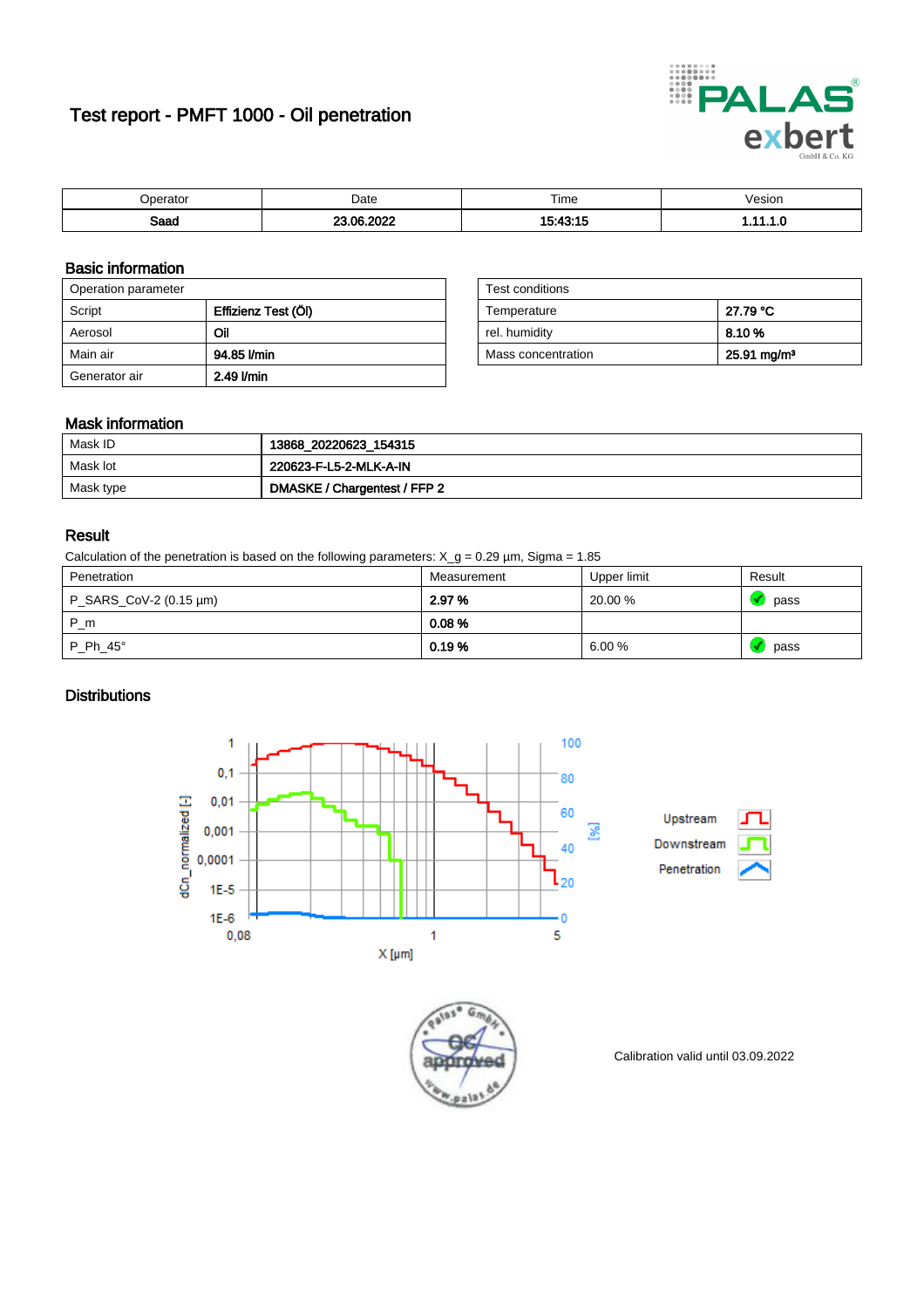# Test report - PMFT 1000 - Oil penetration

PALAS exbert GmbH & Co. KG

| Operator | Date | Time | Vesion |
|---|---|---|---|
| **Saad** | **23.06.2022** | **15:43:15** | **1.11.1.0** |

## Basic information

| Operation parameter | |
|---|---|
| Script | **Effizienz Test (Öl)** |
| Aerosol | **Oil** |
| Main air | **94.85 l/min** |
| Generator air | **2.49 l/min** |

| Test conditions | |
|---|---|
| Temperature | **27.79 °C** |
| rel. humidity | **8.10 %** |
| Mass concentration | **25.91 mg/m³** |

## Mask information

| | |
|---|---|
| Mask ID | **13868_20220623_154315** |
| Mask lot | **220623-F-L5-2-MLK-A-IN** |
| Mask type | **DMASKE / Chargentest / FFP 2** |

## Result

Calculation of the penetration is based on the following parameters: X_g = 0.29 µm, Sigma = 1.85

| Penetration | Measurement | Upper limit | Result |
|---|---|---|---|
| P_SARS_CoV-2 (0.15 µm) | **2.97 %** | 20.00 % | pass |
| P_m | **0.08 %** | | |
| P_Ph_45° | **0.19 %** | 6.00 % | pass |

## Distributions

dCn_normalized [-]
1
0,1
0,01
0,001
0,0001
1E-5
1E-6
0,08
1
5
X [µm]
[%]
100
80
60
40
20
0

Upstream
Downstream
Penetration

QC approved
Palas® GmbH
www.palas.de

Calibration valid until 03.09.2022